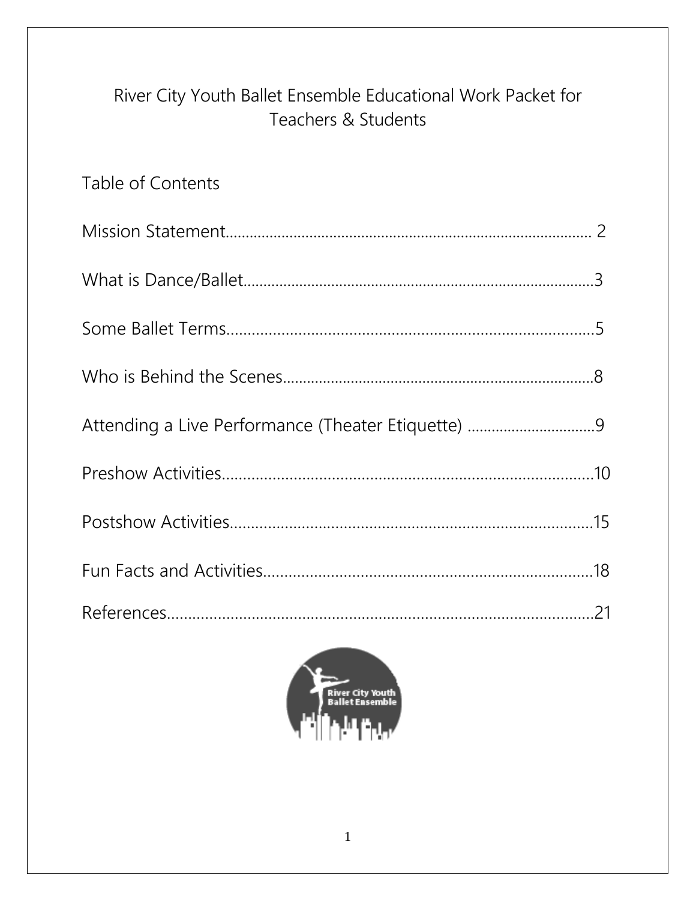# River City Youth Ballet Ensemble Educational Work Packet for Teachers & Students

## Table of Contents

Mission Statement.......................................................................................... 2

What is Dance/Ballet.......................................................................................3

Some Ballet Terms..........................................................................................5

Who is Behind the Scenes..............................................................................8

Attending a Live Performance (Theater Etiquette) ................................9

Preshow Activities..........................................................................................10

Postshow Activities........................................................................................15

Fun Facts and Activities...............................................................................18

References......................................................................................................21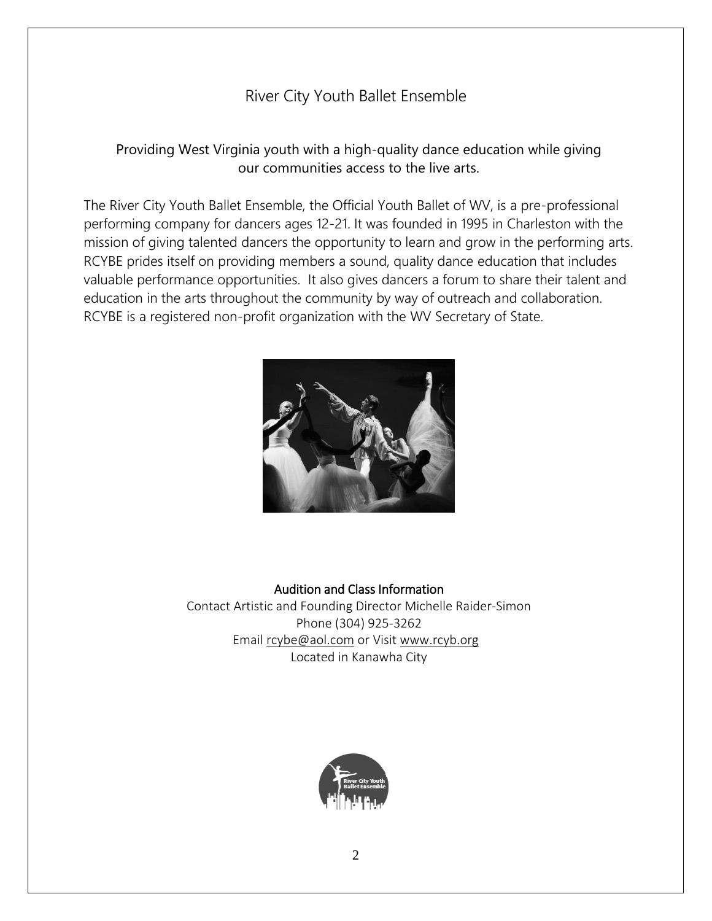# River City Youth Ballet Ensemble

## Providing West Virginia youth with a high-quality dance education while giving our communities access to the live arts.

The River City Youth Ballet Ensemble, the Official Youth Ballet of WV, is a pre-professional performing company for dancers ages 12-21. It was founded in 1995 in Charleston with the mission of giving talented dancers the opportunity to learn and grow in the performing arts. RCYBE prides itself on providing members a sound, quality dance education that includes valuable performance opportunities. It also gives dancers a forum to share their talent and education in the arts throughout the community by way of outreach and collaboration. RCYBE is a registered non-profit organization with the WV Secretary of State.

**Audition and Class Information**

Contact Artistic and Founding Director Michelle Raider-Simon
Phone (304) 925-3262
Email rcybe@aol.com or Visit www.rcyb.org
Located in Kanawha City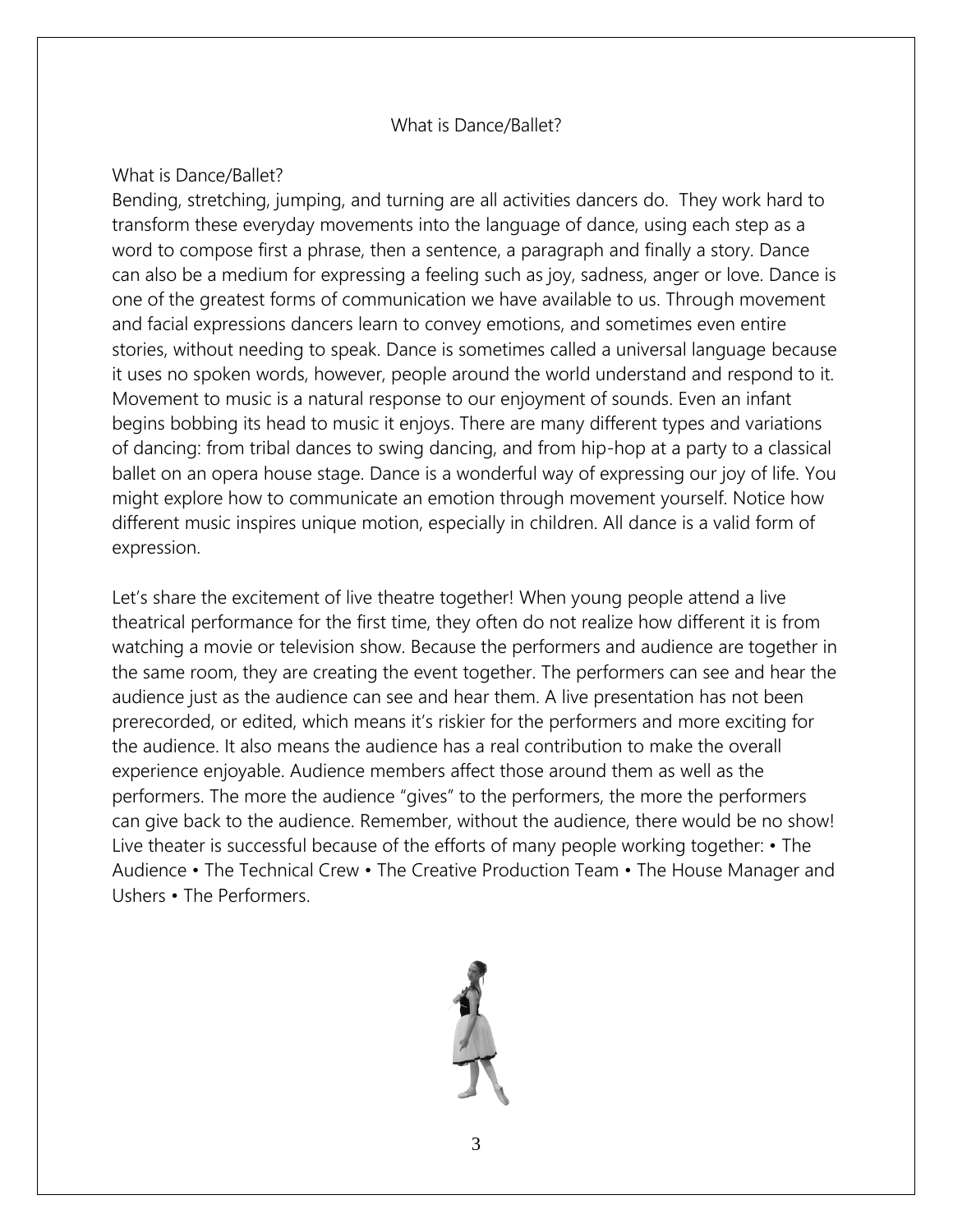# What is Dance/Ballet?

What is Dance/Ballet?

Bending, stretching, jumping, and turning are all activities dancers do. They work hard to transform these everyday movements into the language of dance, using each step as a word to compose first a phrase, then a sentence, a paragraph and finally a story. Dance can also be a medium for expressing a feeling such as joy, sadness, anger or love. Dance is one of the greatest forms of communication we have available to us. Through movement and facial expressions dancers learn to convey emotions, and sometimes even entire stories, without needing to speak. Dance is sometimes called a universal language because it uses no spoken words, however, people around the world understand and respond to it. Movement to music is a natural response to our enjoyment of sounds. Even an infant begins bobbing its head to music it enjoys. There are many different types and variations of dancing: from tribal dances to swing dancing, and from hip-hop at a party to a classical ballet on an opera house stage. Dance is a wonderful way of expressing our joy of life. You might explore how to communicate an emotion through movement yourself. Notice how different music inspires unique motion, especially in children. All dance is a valid form of expression.

Let's share the excitement of live theatre together! When young people attend a live theatrical performance for the first time, they often do not realize how different it is from watching a movie or television show. Because the performers and audience are together in the same room, they are creating the event together. The performers can see and hear the audience just as the audience can see and hear them. A live presentation has not been prerecorded, or edited, which means it's riskier for the performers and more exciting for the audience. It also means the audience has a real contribution to make the overall experience enjoyable. Audience members affect those around them as well as the performers. The more the audience "gives" to the performers, the more the performers can give back to the audience. Remember, without the audience, there would be no show! Live theater is successful because of the efforts of many people working together: • The Audience • The Technical Crew • The Creative Production Team • The House Manager and Ushers • The Performers.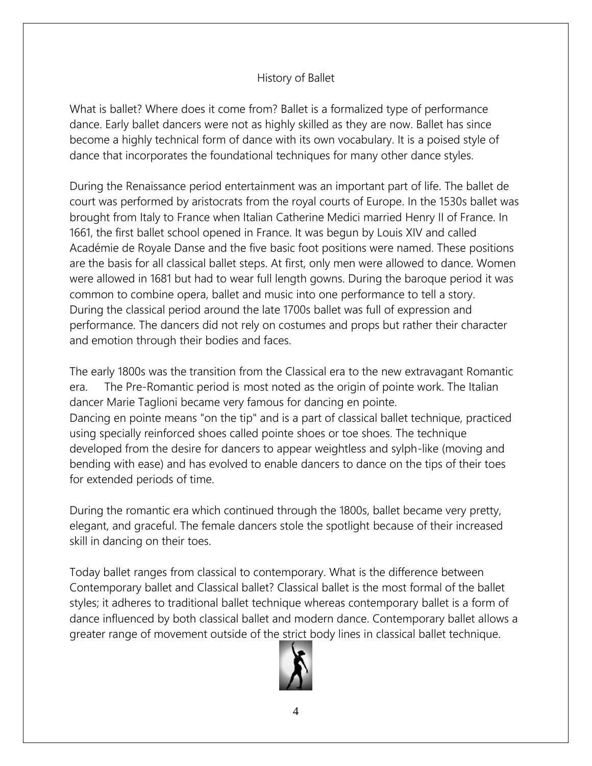# History of Ballet

What is ballet? Where does it come from? Ballet is a formalized type of performance dance. Early ballet dancers were not as highly skilled as they are now. Ballet has since become a highly technical form of dance with its own vocabulary. It is a poised style of dance that incorporates the foundational techniques for many other dance styles.

During the Renaissance period entertainment was an important part of life. The ballet de court was performed by aristocrats from the royal courts of Europe. In the 1530s ballet was brought from Italy to France when Italian Catherine Medici married Henry II of France. In 1661, the first ballet school opened in France. It was begun by Louis XIV and called Académie de Royale Danse and the five basic foot positions were named. These positions are the basis for all classical ballet steps. At first, only men were allowed to dance. Women were allowed in 1681 but had to wear full length gowns. During the baroque period it was common to combine opera, ballet and music into one performance to tell a story. During the classical period around the late 1700s ballet was full of expression and performance. The dancers did not rely on costumes and props but rather their character and emotion through their bodies and faces.

The early 1800s was the transition from the Classical era to the new extravagant Romantic era. The Pre-Romantic period is most noted as the origin of pointe work. The Italian dancer Marie Taglioni became very famous for dancing en pointe.
Dancing en pointe means "on the tip" and is a part of classical ballet technique, practiced using specially reinforced shoes called pointe shoes or toe shoes. The technique developed from the desire for dancers to appear weightless and sylph-like (moving and bending with ease) and has evolved to enable dancers to dance on the tips of their toes for extended periods of time.

During the romantic era which continued through the 1800s, ballet became very pretty, elegant, and graceful. The female dancers stole the spotlight because of their increased skill in dancing on their toes.

Today ballet ranges from classical to contemporary. What is the difference between Contemporary ballet and Classical ballet? Classical ballet is the most formal of the ballet styles; it adheres to traditional ballet technique whereas contemporary ballet is a form of dance influenced by both classical ballet and modern dance. Contemporary ballet allows a greater range of movement outside of the strict body lines in classical ballet technique.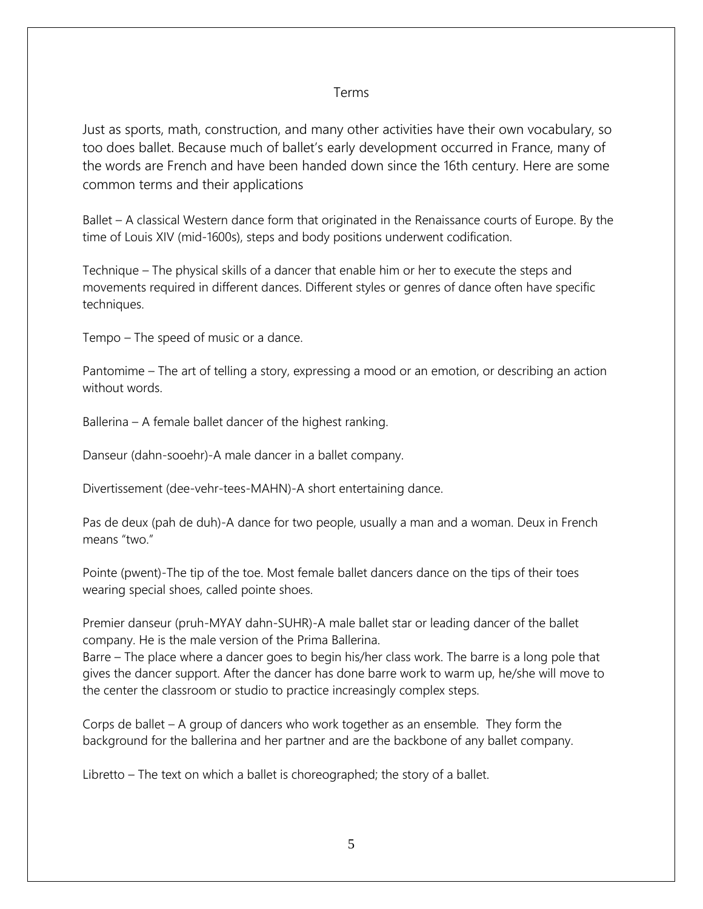## Terms

Just as sports, math, construction, and many other activities have their own vocabulary, so too does ballet. Because much of ballet's early development occurred in France, many of the words are French and have been handed down since the 16th century. Here are some common terms and their applications

Ballet – A classical Western dance form that originated in the Renaissance courts of Europe. By the time of Louis XIV (mid-1600s), steps and body positions underwent codification.

Technique – The physical skills of a dancer that enable him or her to execute the steps and movements required in different dances. Different styles or genres of dance often have specific techniques.

Tempo – The speed of music or a dance.

Pantomime – The art of telling a story, expressing a mood or an emotion, or describing an action without words.

Ballerina – A female ballet dancer of the highest ranking.

Danseur (dahn-sooehr)-A male dancer in a ballet company.

Divertissement (dee-vehr-tees-MAHN)-A short entertaining dance.

Pas de deux (pah de duh)-A dance for two people, usually a man and a woman. Deux in French means "two."

Pointe (pwent)-The tip of the toe. Most female ballet dancers dance on the tips of their toes wearing special shoes, called pointe shoes.

Premier danseur (pruh-MYAY dahn-SUHR)-A male ballet star or leading dancer of the ballet company. He is the male version of the Prima Ballerina.

Barre – The place where a dancer goes to begin his/her class work. The barre is a long pole that gives the dancer support. After the dancer has done barre work to warm up, he/she will move to the center the classroom or studio to practice increasingly complex steps.

Corps de ballet – A group of dancers who work together as an ensemble. They form the background for the ballerina and her partner and are the backbone of any ballet company.

Libretto – The text on which a ballet is choreographed; the story of a ballet.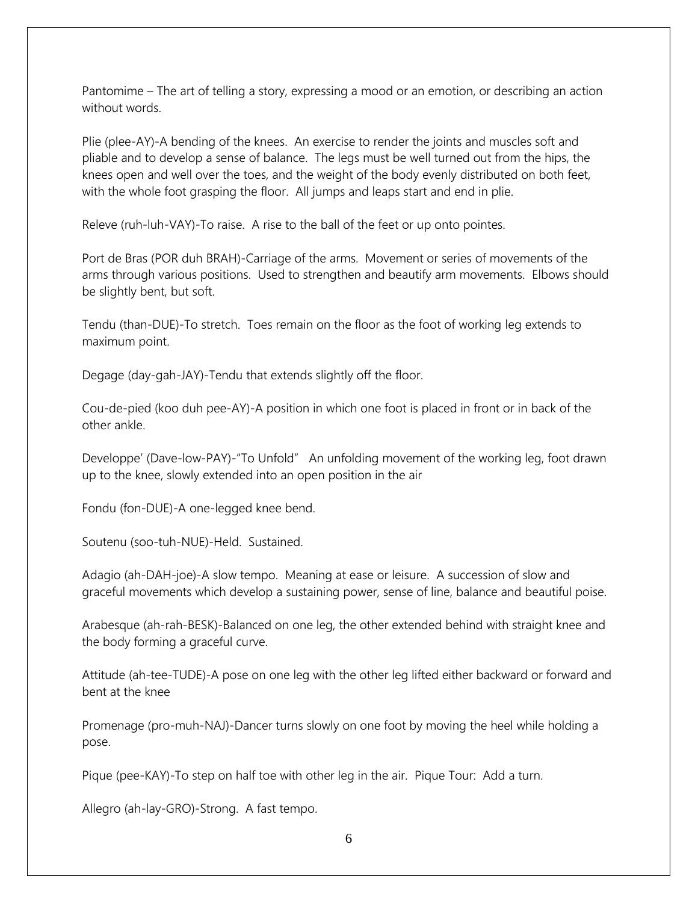Pantomime – The art of telling a story, expressing a mood or an emotion, or describing an action without words.

Plie (plee-AY)-A bending of the knees. An exercise to render the joints and muscles soft and pliable and to develop a sense of balance. The legs must be well turned out from the hips, the knees open and well over the toes, and the weight of the body evenly distributed on both feet, with the whole foot grasping the floor. All jumps and leaps start and end in plie.

Releve (ruh-luh-VAY)-To raise. A rise to the ball of the feet or up onto pointes.

Port de Bras (POR duh BRAH)-Carriage of the arms. Movement or series of movements of the arms through various positions. Used to strengthen and beautify arm movements. Elbows should be slightly bent, but soft.

Tendu (than-DUE)-To stretch. Toes remain on the floor as the foot of working leg extends to maximum point.

Degage (day-gah-JAY)-Tendu that extends slightly off the floor.

Cou-de-pied (koo duh pee-AY)-A position in which one foot is placed in front or in back of the other ankle.

Developpe' (Dave-low-PAY)-"To Unfold" An unfolding movement of the working leg, foot drawn up to the knee, slowly extended into an open position in the air

Fondu (fon-DUE)-A one-legged knee bend.

Soutenu (soo-tuh-NUE)-Held. Sustained.

Adagio (ah-DAH-joe)-A slow tempo. Meaning at ease or leisure. A succession of slow and graceful movements which develop a sustaining power, sense of line, balance and beautiful poise.

Arabesque (ah-rah-BESK)-Balanced on one leg, the other extended behind with straight knee and the body forming a graceful curve.

Attitude (ah-tee-TUDE)-A pose on one leg with the other leg lifted either backward or forward and bent at the knee

Promenage (pro-muh-NAJ)-Dancer turns slowly on one foot by moving the heel while holding a pose.

Pique (pee-KAY)-To step on half toe with other leg in the air. Pique Tour: Add a turn.

Allegro (ah-lay-GRO)-Strong. A fast tempo.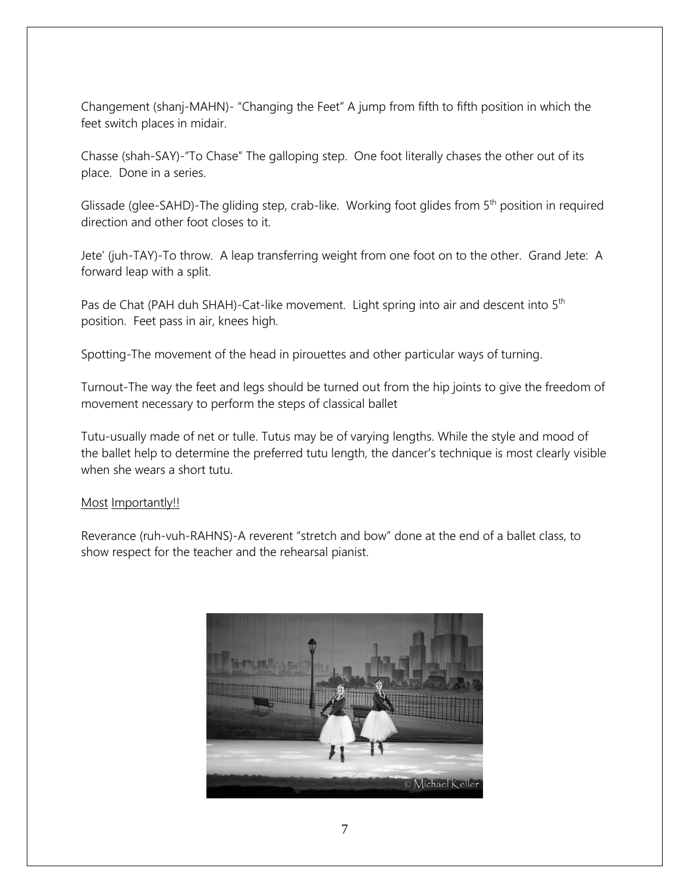Changement (shanj-MAHN)- “Changing the Feet” A jump from fifth to fifth position in which the feet switch places in midair.

Chasse (shah-SAY)-“To Chase” The galloping step. One foot literally chases the other out of its place. Done in a series.

Glissade (glee-SAHD)-The gliding step, crab-like. Working foot glides from 5th position in required direction and other foot closes to it.

Jete’ (juh-TAY)-To throw. A leap transferring weight from one foot on to the other. Grand Jete: A forward leap with a split.

Pas de Chat (PAH duh SHAH)-Cat-like movement. Light spring into air and descent into 5th position. Feet pass in air, knees high.

Spotting-The movement of the head in pirouettes and other particular ways of turning.

Turnout-The way the feet and legs should be turned out from the hip joints to give the freedom of movement necessary to perform the steps of classical ballet

Tutu-usually made of net or tulle. Tutus may be of varying lengths. While the style and mood of the ballet help to determine the preferred tutu length, the dancer’s technique is most clearly visible when she wears a short tutu.

<u>Most</u> <u>Importantly!!</u>

Reverance (ruh-vuh-RAHNS)-A reverent “stretch and bow” done at the end of a ballet class, to show respect for the teacher and the rehearsal pianist.

© Michael Keller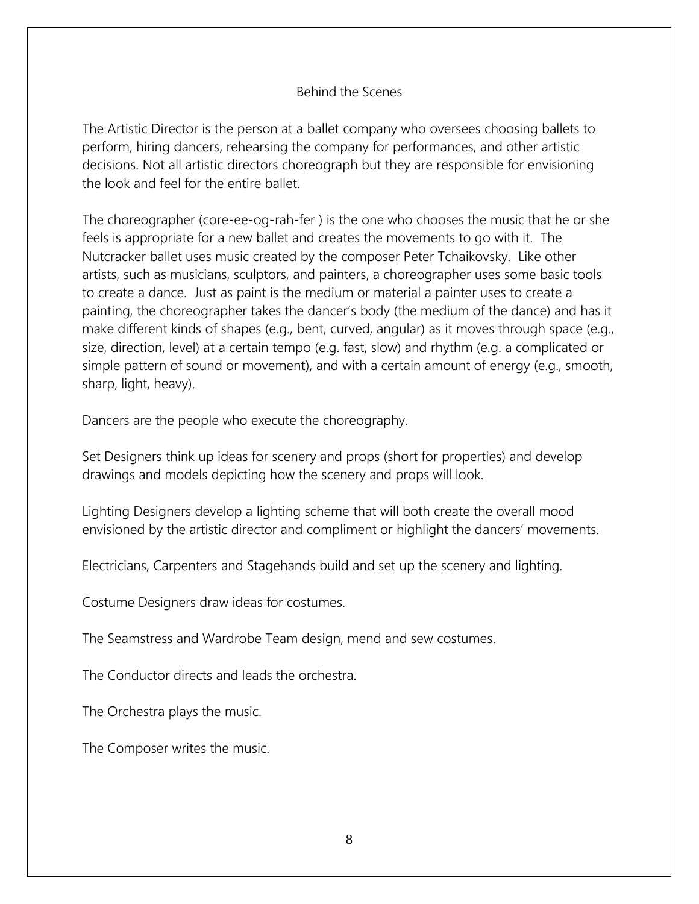## Behind the Scenes

The Artistic Director is the person at a ballet company who oversees choosing ballets to perform, hiring dancers, rehearsing the company for performances, and other artistic decisions. Not all artistic directors choreograph but they are responsible for envisioning the look and feel for the entire ballet.

The choreographer (core-ee-og-rah-fer ) is the one who chooses the music that he or she feels is appropriate for a new ballet and creates the movements to go with it. The Nutcracker ballet uses music created by the composer Peter Tchaikovsky. Like other artists, such as musicians, sculptors, and painters, a choreographer uses some basic tools to create a dance. Just as paint is the medium or material a painter uses to create a painting, the choreographer takes the dancer's body (the medium of the dance) and has it make different kinds of shapes (e.g., bent, curved, angular) as it moves through space (e.g., size, direction, level) at a certain tempo (e.g. fast, slow) and rhythm (e.g. a complicated or simple pattern of sound or movement), and with a certain amount of energy (e.g., smooth, sharp, light, heavy).

Dancers are the people who execute the choreography.

Set Designers think up ideas for scenery and props (short for properties) and develop drawings and models depicting how the scenery and props will look.

Lighting Designers develop a lighting scheme that will both create the overall mood envisioned by the artistic director and compliment or highlight the dancers' movements.

Electricians, Carpenters and Stagehands build and set up the scenery and lighting.

Costume Designers draw ideas for costumes.

The Seamstress and Wardrobe Team design, mend and sew costumes.

The Conductor directs and leads the orchestra.

The Orchestra plays the music.

The Composer writes the music.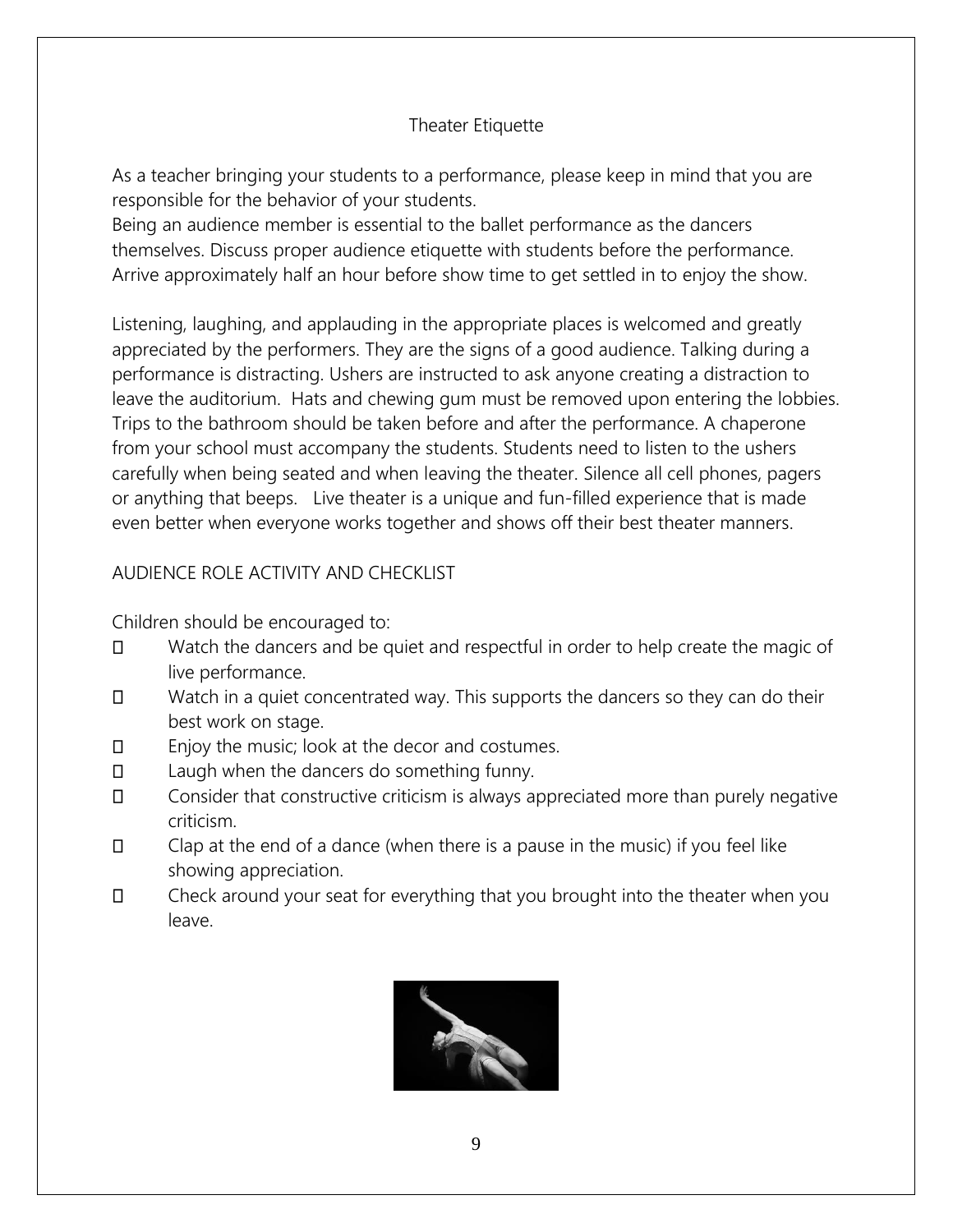## Theater Etiquette

As a teacher bringing your students to a performance, please keep in mind that you are responsible for the behavior of your students.
Being an audience member is essential to the ballet performance as the dancers themselves. Discuss proper audience etiquette with students before the performance. Arrive approximately half an hour before show time to get settled in to enjoy the show.

Listening, laughing, and applauding in the appropriate places is welcomed and greatly appreciated by the performers. They are the signs of a good audience. Talking during a performance is distracting. Ushers are instructed to ask anyone creating a distraction to leave the auditorium. Hats and chewing gum must be removed upon entering the lobbies. Trips to the bathroom should be taken before and after the performance. A chaperone from your school must accompany the students. Students need to listen to the ushers carefully when being seated and when leaving the theater. Silence all cell phones, pagers or anything that beeps. Live theater is a unique and fun-filled experience that is made even better when everyone works together and shows off their best theater manners.

### AUDIENCE ROLE ACTIVITY AND CHECKLIST

Children should be encouraged to:

- Watch the dancers and be quiet and respectful in order to help create the magic of live performance.
- Watch in a quiet concentrated way. This supports the dancers so they can do their best work on stage.
- Enjoy the music; look at the decor and costumes.
- Laugh when the dancers do something funny.
- Consider that constructive criticism is always appreciated more than purely negative criticism.
- Clap at the end of a dance (when there is a pause in the music) if you feel like showing appreciation.
- Check around your seat for everything that you brought into the theater when you leave.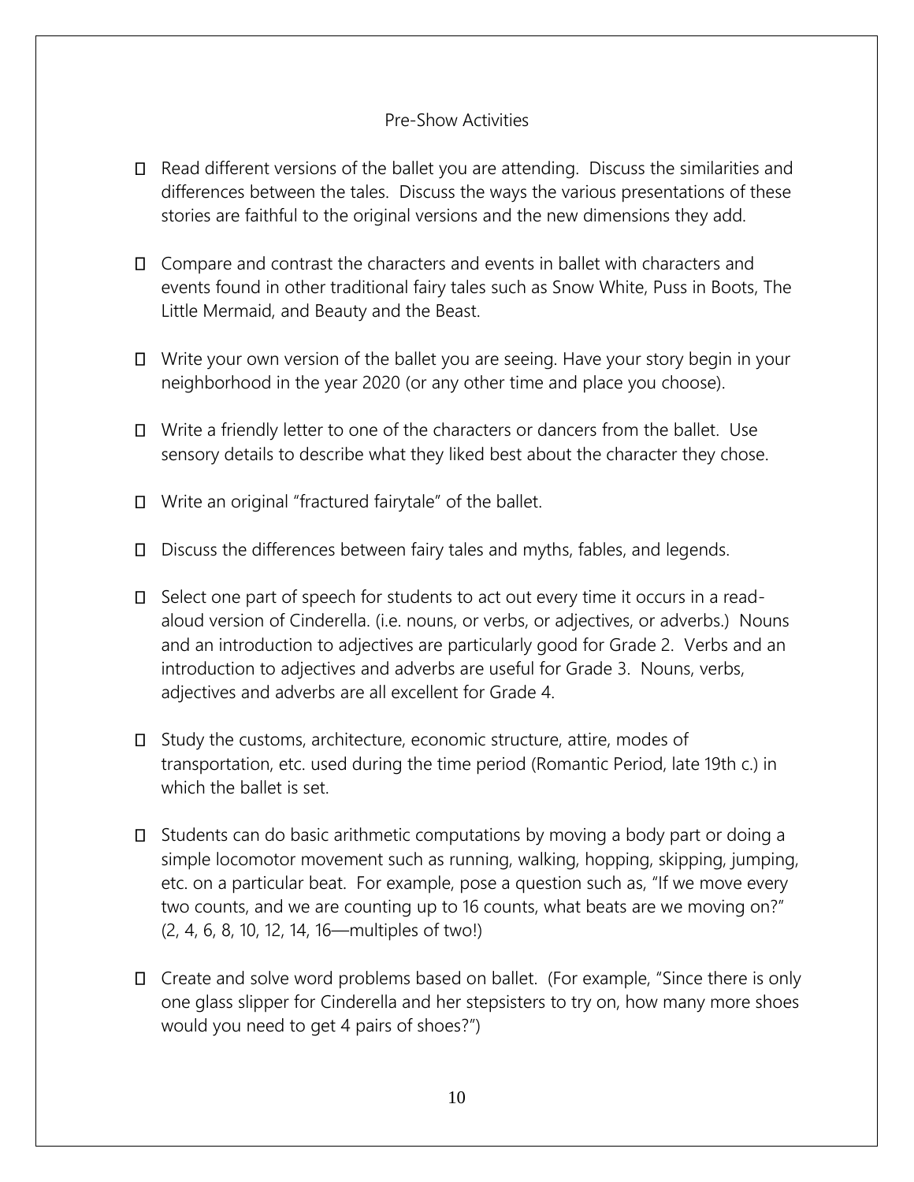## Pre-Show Activities

- Read different versions of the ballet you are attending. Discuss the similarities and differences between the tales. Discuss the ways the various presentations of these stories are faithful to the original versions and the new dimensions they add.

- Compare and contrast the characters and events in ballet with characters and events found in other traditional fairy tales such as Snow White, Puss in Boots, The Little Mermaid, and Beauty and the Beast.

- Write your own version of the ballet you are seeing. Have your story begin in your neighborhood in the year 2020 (or any other time and place you choose).

- Write a friendly letter to one of the characters or dancers from the ballet. Use sensory details to describe what they liked best about the character they chose.

- Write an original "fractured fairytale" of the ballet.

- Discuss the differences between fairy tales and myths, fables, and legends.

- Select one part of speech for students to act out every time it occurs in a read-aloud version of Cinderella. (i.e. nouns, or verbs, or adjectives, or adverbs.) Nouns and an introduction to adjectives are particularly good for Grade 2. Verbs and an introduction to adjectives and adverbs are useful for Grade 3. Nouns, verbs, adjectives and adverbs are all excellent for Grade 4.

- Study the customs, architecture, economic structure, attire, modes of transportation, etc. used during the time period (Romantic Period, late 19th c.) in which the ballet is set.

- Students can do basic arithmetic computations by moving a body part or doing a simple locomotor movement such as running, walking, hopping, skipping, jumping, etc. on a particular beat. For example, pose a question such as, "If we move every two counts, and we are counting up to 16 counts, what beats are we moving on?" (2, 4, 6, 8, 10, 12, 14, 16—multiples of two!)

- Create and solve word problems based on ballet. (For example, "Since there is only one glass slipper for Cinderella and her stepsisters to try on, how many more shoes would you need to get 4 pairs of shoes?")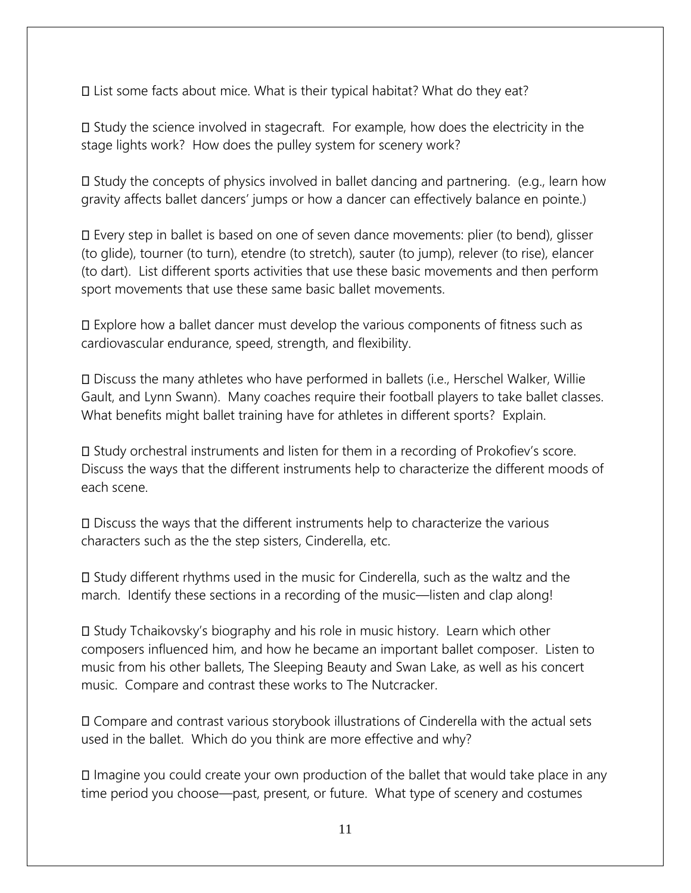- List some facts about mice. What is their typical habitat? What do they eat?

- Study the science involved in stagecraft. For example, how does the electricity in the stage lights work? How does the pulley system for scenery work?

- Study the concepts of physics involved in ballet dancing and partnering. (e.g., learn how gravity affects ballet dancers' jumps or how a dancer can effectively balance en pointe.)

- Every step in ballet is based on one of seven dance movements: plier (to bend), glisser (to glide), tourner (to turn), etendre (to stretch), sauter (to jump), relever (to rise), elancer (to dart). List different sports activities that use these basic movements and then perform sport movements that use these same basic ballet movements.

- Explore how a ballet dancer must develop the various components of fitness such as cardiovascular endurance, speed, strength, and flexibility.

- Discuss the many athletes who have performed in ballets (i.e., Herschel Walker, Willie Gault, and Lynn Swann). Many coaches require their football players to take ballet classes. What benefits might ballet training have for athletes in different sports? Explain.

- Study orchestral instruments and listen for them in a recording of Prokofiev's score. Discuss the ways that the different instruments help to characterize the different moods of each scene.

- Discuss the ways that the different instruments help to characterize the various characters such as the the step sisters, Cinderella, etc.

- Study different rhythms used in the music for Cinderella, such as the waltz and the march. Identify these sections in a recording of the music—listen and clap along!

- Study Tchaikovsky's biography and his role in music history. Learn which other composers influenced him, and how he became an important ballet composer. Listen to music from his other ballets, The Sleeping Beauty and Swan Lake, as well as his concert music. Compare and contrast these works to The Nutcracker.

- Compare and contrast various storybook illustrations of Cinderella with the actual sets used in the ballet. Which do you think are more effective and why?

- Imagine you could create your own production of the ballet that would take place in any time period you choose—past, present, or future. What type of scenery and costumes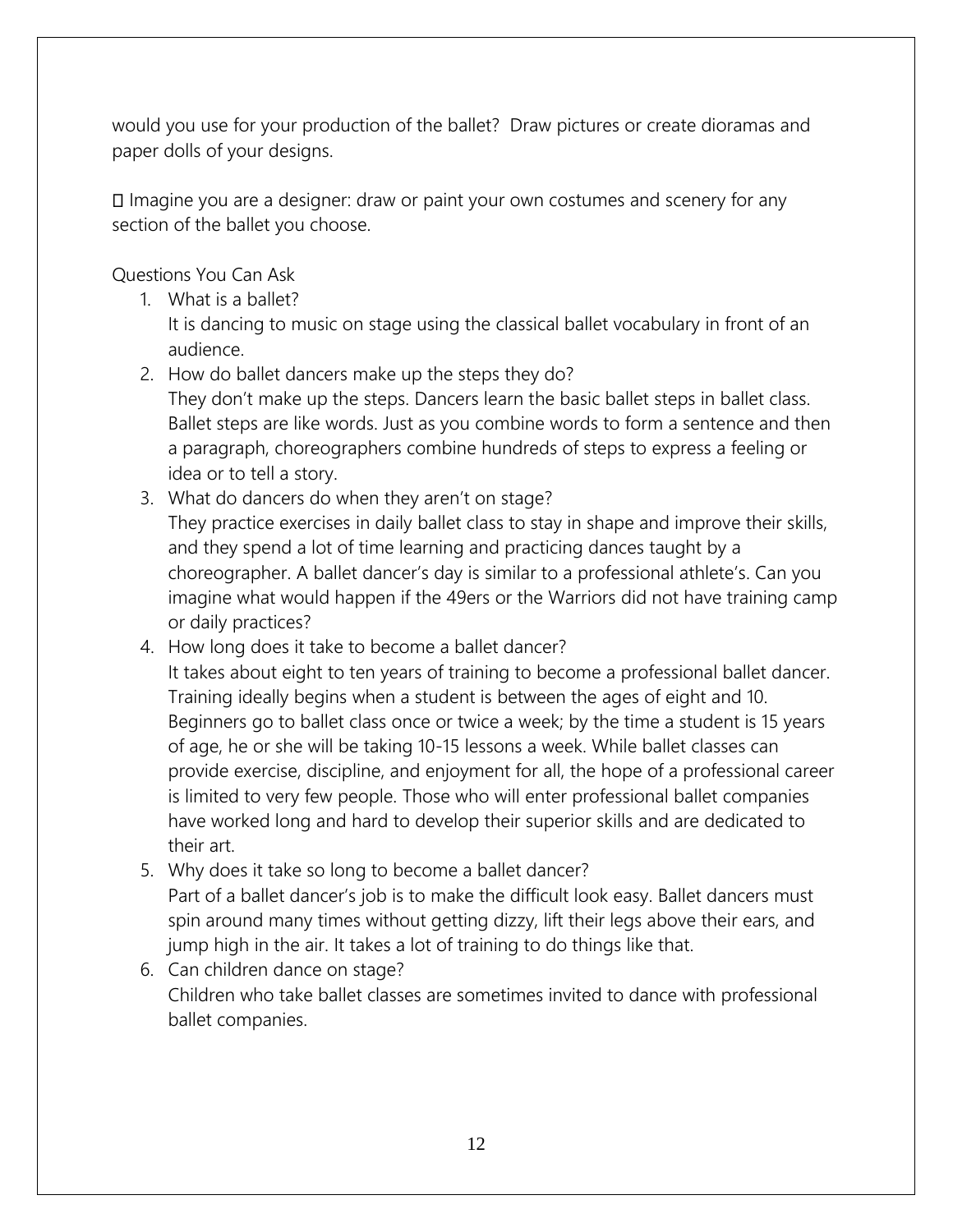would you use for your production of the ballet? Draw pictures or create dioramas and paper dolls of your designs.

 Imagine you are a designer: draw or paint your own costumes and scenery for any section of the ballet you choose.

Questions You Can Ask

1. What is a ballet?
   It is dancing to music on stage using the classical ballet vocabulary in front of an audience.
2. How do ballet dancers make up the steps they do?
   They don't make up the steps. Dancers learn the basic ballet steps in ballet class. Ballet steps are like words. Just as you combine words to form a sentence and then a paragraph, choreographers combine hundreds of steps to express a feeling or idea or to tell a story.
3. What do dancers do when they aren't on stage?
   They practice exercises in daily ballet class to stay in shape and improve their skills, and they spend a lot of time learning and practicing dances taught by a choreographer. A ballet dancer's day is similar to a professional athlete's. Can you imagine what would happen if the 49ers or the Warriors did not have training camp or daily practices?
4. How long does it take to become a ballet dancer?
   It takes about eight to ten years of training to become a professional ballet dancer. Training ideally begins when a student is between the ages of eight and 10. Beginners go to ballet class once or twice a week; by the time a student is 15 years of age, he or she will be taking 10-15 lessons a week. While ballet classes can provide exercise, discipline, and enjoyment for all, the hope of a professional career is limited to very few people. Those who will enter professional ballet companies have worked long and hard to develop their superior skills and are dedicated to their art.
5. Why does it take so long to become a ballet dancer?
   Part of a ballet dancer's job is to make the difficult look easy. Ballet dancers must spin around many times without getting dizzy, lift their legs above their ears, and jump high in the air. It takes a lot of training to do things like that.
6. Can children dance on stage?
   Children who take ballet classes are sometimes invited to dance with professional ballet companies.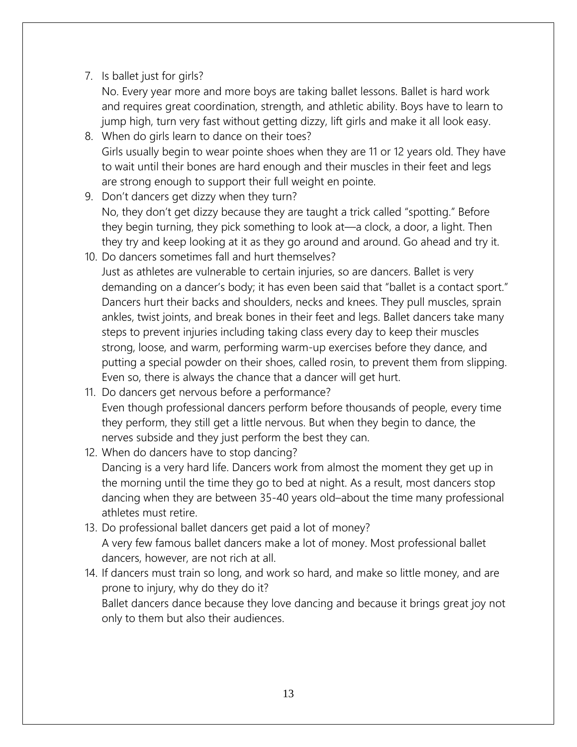7. Is ballet just for girls?
   No. Every year more and more boys are taking ballet lessons. Ballet is hard work and requires great coordination, strength, and athletic ability. Boys have to learn to jump high, turn very fast without getting dizzy, lift girls and make it all look easy.
8. When do girls learn to dance on their toes?
   Girls usually begin to wear pointe shoes when they are 11 or 12 years old. They have to wait until their bones are hard enough and their muscles in their feet and legs are strong enough to support their full weight en pointe.
9. Don't dancers get dizzy when they turn?
   No, they don't get dizzy because they are taught a trick called "spotting." Before they begin turning, they pick something to look at—a clock, a door, a light. Then they try and keep looking at it as they go around and around. Go ahead and try it.
10. Do dancers sometimes fall and hurt themselves?
    Just as athletes are vulnerable to certain injuries, so are dancers. Ballet is very demanding on a dancer's body; it has even been said that "ballet is a contact sport." Dancers hurt their backs and shoulders, necks and knees. They pull muscles, sprain ankles, twist joints, and break bones in their feet and legs. Ballet dancers take many steps to prevent injuries including taking class every day to keep their muscles strong, loose, and warm, performing warm-up exercises before they dance, and putting a special powder on their shoes, called rosin, to prevent them from slipping. Even so, there is always the chance that a dancer will get hurt.
11. Do dancers get nervous before a performance?
    Even though professional dancers perform before thousands of people, every time they perform, they still get a little nervous. But when they begin to dance, the nerves subside and they just perform the best they can.
12. When do dancers have to stop dancing?
    Dancing is a very hard life. Dancers work from almost the moment they get up in the morning until the time they go to bed at night. As a result, most dancers stop dancing when they are between 35-40 years old–about the time many professional athletes must retire.
13. Do professional ballet dancers get paid a lot of money?
    A very few famous ballet dancers make a lot of money. Most professional ballet dancers, however, are not rich at all.
14. If dancers must train so long, and work so hard, and make so little money, and are prone to injury, why do they do it?
    Ballet dancers dance because they love dancing and because it brings great joy not only to them but also their audiences.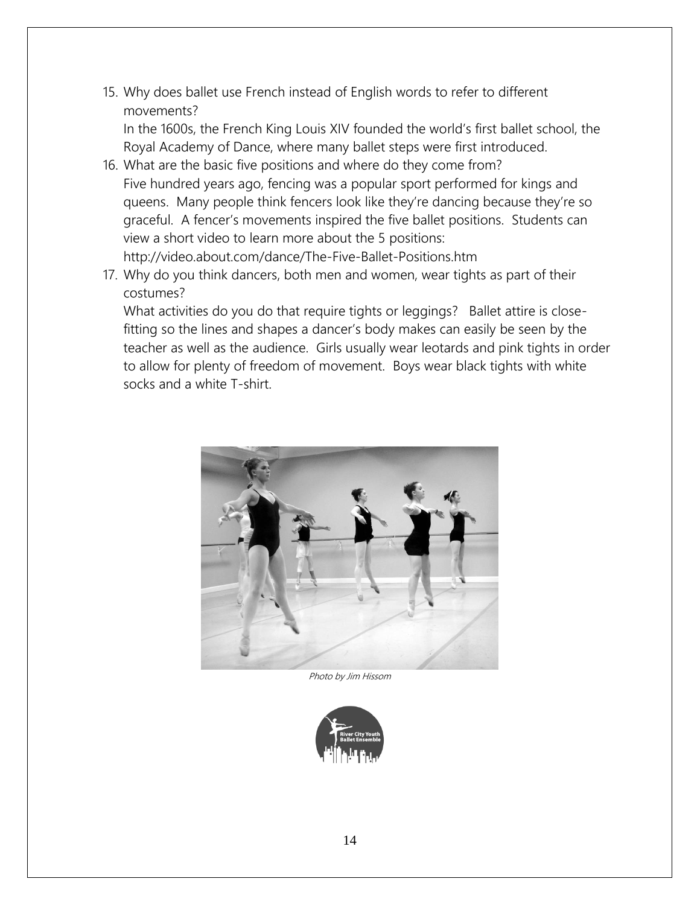15. Why does ballet use French instead of English words to refer to different movements?
    In the 1600s, the French King Louis XIV founded the world's first ballet school, the Royal Academy of Dance, where many ballet steps were first introduced.
16. What are the basic five positions and where do they come from?
    Five hundred years ago, fencing was a popular sport performed for kings and queens. Many people think fencers look like they're dancing because they're so graceful. A fencer's movements inspired the five ballet positions. Students can view a short video to learn more about the 5 positions:
    http://video.about.com/dance/The-Five-Ballet-Positions.htm
17. Why do you think dancers, both men and women, wear tights as part of their costumes?
    What activities do you do that require tights or leggings? Ballet attire is close-fitting so the lines and shapes a dancer's body makes can easily be seen by the teacher as well as the audience. Girls usually wear leotards and pink tights in order to allow for plenty of freedom of movement. Boys wear black tights with white socks and a white T-shirt.

*Photo by Jim Hissom*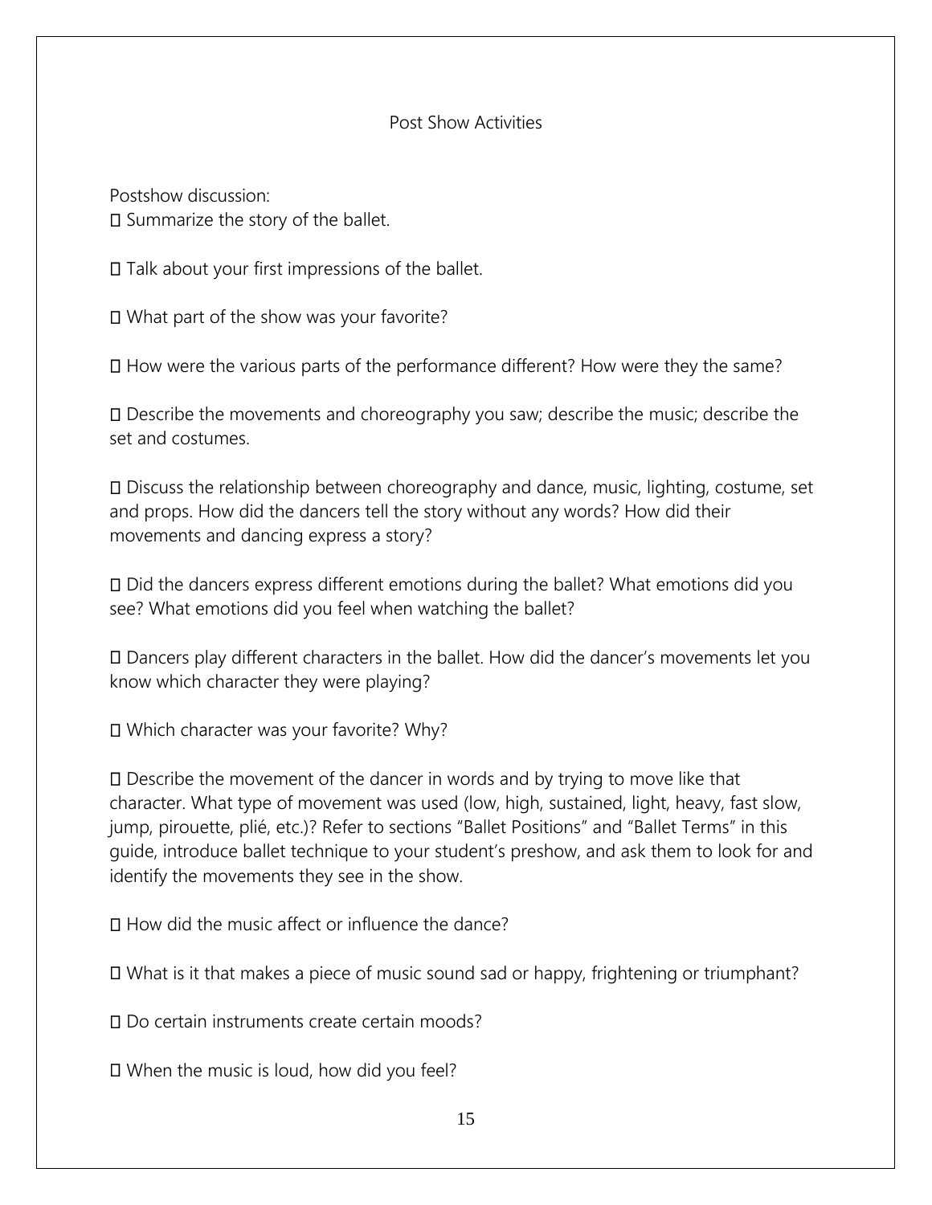## Post Show Activities

Postshow discussion:

- Summarize the story of the ballet.
- Talk about your first impressions of the ballet.
- What part of the show was your favorite?
- How were the various parts of the performance different? How were they the same?
- Describe the movements and choreography you saw; describe the music; describe the set and costumes.
- Discuss the relationship between choreography and dance, music, lighting, costume, set and props. How did the dancers tell the story without any words? How did their movements and dancing express a story?
- Did the dancers express different emotions during the ballet? What emotions did you see? What emotions did you feel when watching the ballet?
- Dancers play different characters in the ballet. How did the dancer's movements let you know which character they were playing?
- Which character was your favorite? Why?
- Describe the movement of the dancer in words and by trying to move like that character. What type of movement was used (low, high, sustained, light, heavy, fast slow, jump, pirouette, plié, etc.)? Refer to sections "Ballet Positions" and "Ballet Terms" in this guide, introduce ballet technique to your student's preshow, and ask them to look for and identify the movements they see in the show.
- How did the music affect or influence the dance?
- What is it that makes a piece of music sound sad or happy, frightening or triumphant?
- Do certain instruments create certain moods?
- When the music is loud, how did you feel?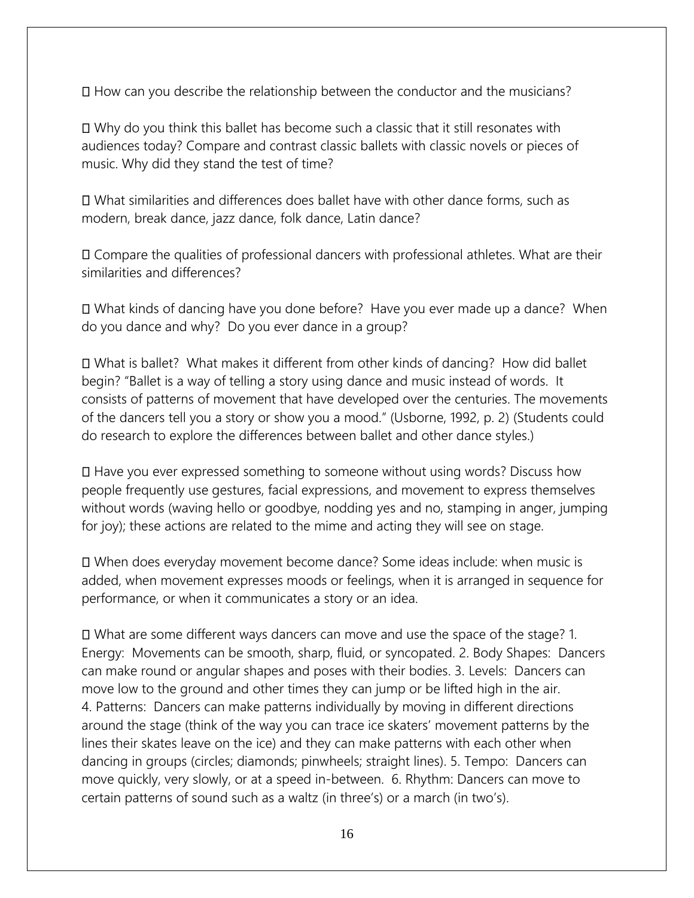- How can you describe the relationship between the conductor and the musicians?

- Why do you think this ballet has become such a classic that it still resonates with audiences today? Compare and contrast classic ballets with classic novels or pieces of music. Why did they stand the test of time?

- What similarities and differences does ballet have with other dance forms, such as modern, break dance, jazz dance, folk dance, Latin dance?

- Compare the qualities of professional dancers with professional athletes. What are their similarities and differences?

- What kinds of dancing have you done before? Have you ever made up a dance? When do you dance and why? Do you ever dance in a group?

- What is ballet? What makes it different from other kinds of dancing? How did ballet begin? "Ballet is a way of telling a story using dance and music instead of words. It consists of patterns of movement that have developed over the centuries. The movements of the dancers tell you a story or show you a mood." (Usborne, 1992, p. 2) (Students could do research to explore the differences between ballet and other dance styles.)

- Have you ever expressed something to someone without using words? Discuss how people frequently use gestures, facial expressions, and movement to express themselves without words (waving hello or goodbye, nodding yes and no, stamping in anger, jumping for joy); these actions are related to the mime and acting they will see on stage.

- When does everyday movement become dance? Some ideas include: when music is added, when movement expresses moods or feelings, when it is arranged in sequence for performance, or when it communicates a story or an idea.

- What are some different ways dancers can move and use the space of the stage? 1. Energy: Movements can be smooth, sharp, fluid, or syncopated. 2. Body Shapes: Dancers can make round or angular shapes and poses with their bodies. 3. Levels: Dancers can move low to the ground and other times they can jump or be lifted high in the air. 4. Patterns: Dancers can make patterns individually by moving in different directions around the stage (think of the way you can trace ice skaters' movement patterns by the lines their skates leave on the ice) and they can make patterns with each other when dancing in groups (circles; diamonds; pinwheels; straight lines). 5. Tempo: Dancers can move quickly, very slowly, or at a speed in-between. 6. Rhythm: Dancers can move to certain patterns of sound such as a waltz (in three's) or a march (in two's).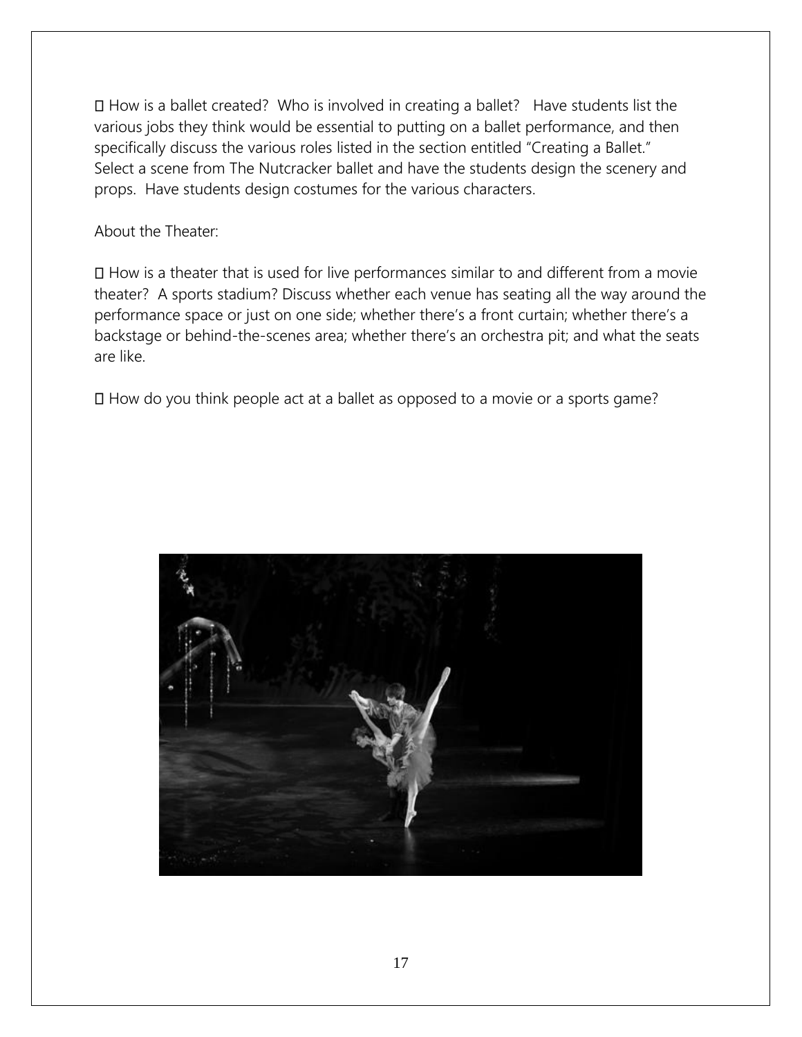- How is a ballet created? Who is involved in creating a ballet? Have students list the various jobs they think would be essential to putting on a ballet performance, and then specifically discuss the various roles listed in the section entitled "Creating a Ballet." Select a scene from The Nutcracker ballet and have the students design the scenery and props. Have students design costumes for the various characters.

About the Theater:

- How is a theater that is used for live performances similar to and different from a movie theater? A sports stadium? Discuss whether each venue has seating all the way around the performance space or just on one side; whether there's a front curtain; whether there's a backstage or behind-the-scenes area; whether there's an orchestra pit; and what the seats are like.

- How do you think people act at a ballet as opposed to a movie or a sports game?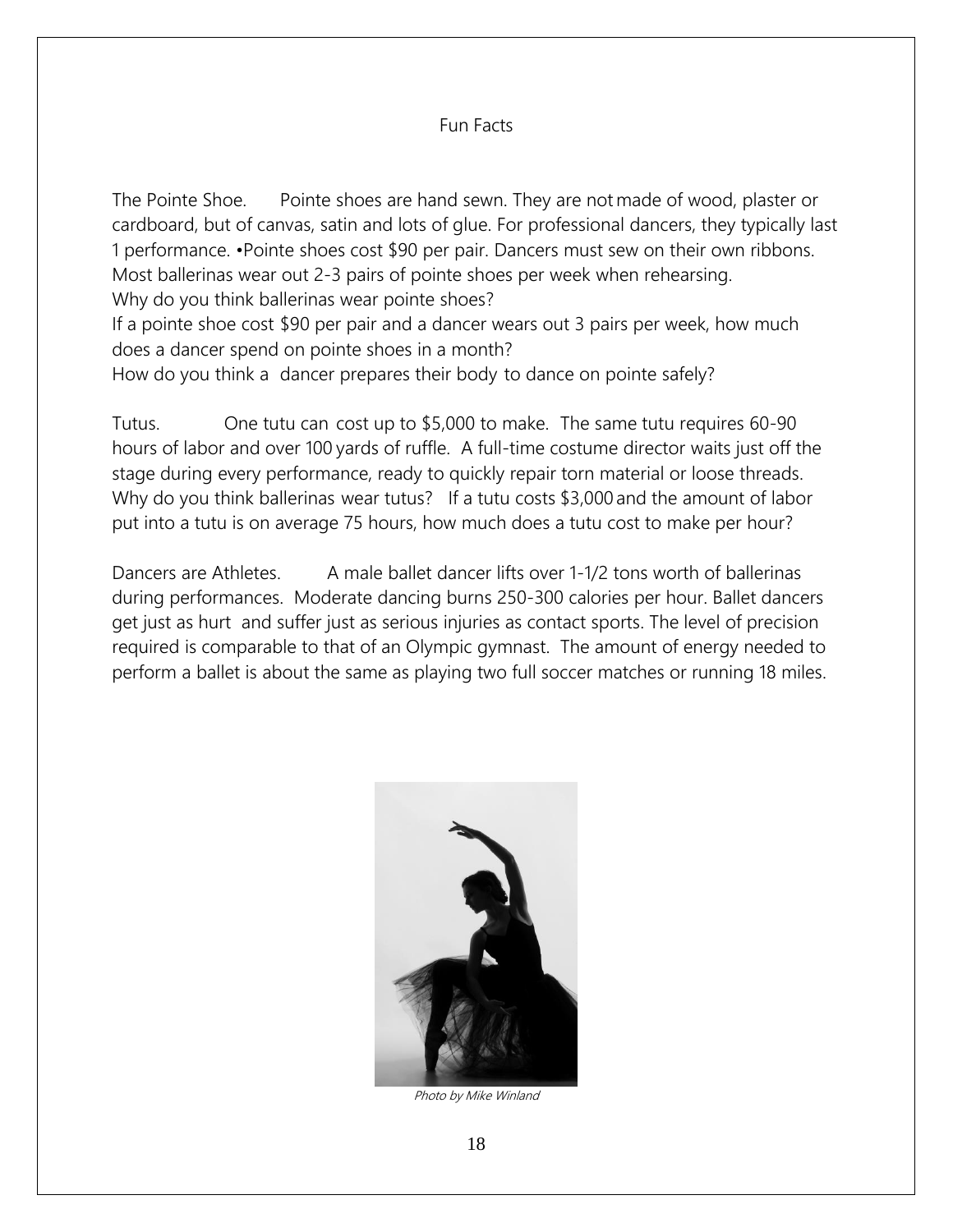# Fun Facts

**The Pointe Shoe.** Pointe shoes are hand sewn. They are not made of wood, plaster or cardboard, but of canvas, satin and lots of glue. For professional dancers, they typically last 1 performance. •Pointe shoes cost $90 per pair. Dancers must sew on their own ribbons. Most ballerinas wear out 2-3 pairs of pointe shoes per week when rehearsing.

Why do you think ballerinas wear pointe shoes?

If a pointe shoe cost $90 per pair and a dancer wears out 3 pairs per week, how much does a dancer spend on pointe shoes in a month?

How do you think a dancer prepares their body to dance on pointe safely?

**Tutus.** One tutu can cost up to $5,000 to make. The same tutu requires 60-90 hours of labor and over 100 yards of ruffle. A full-time costume director waits just off the stage during every performance, ready to quickly repair torn material or loose threads. Why do you think ballerinas wear tutus? If a tutu costs $3,000 and the amount of labor put into a tutu is on average 75 hours, how much does a tutu cost to make per hour?

**Dancers are Athletes.** A male ballet dancer lifts over 1-1/2 tons worth of ballerinas during performances. Moderate dancing burns 250-300 calories per hour. Ballet dancers get just as hurt and suffer just as serious injuries as contact sports. The level of precision required is comparable to that of an Olympic gymnast. The amount of energy needed to perform a ballet is about the same as playing two full soccer matches or running 18 miles.

*Photo by Mike Winland*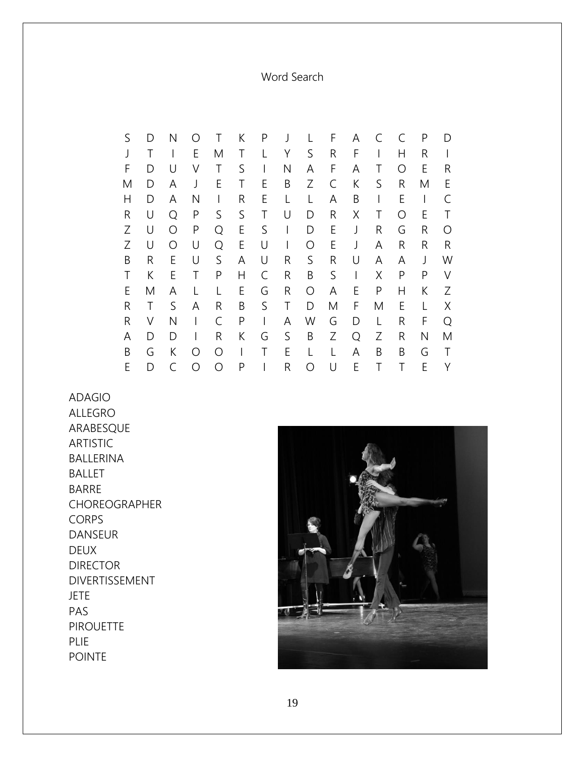Word Search

```
S  D  N  O  T  K  P  J  L  F  A  C  C  P  D
J  T  I  E  M  T  L  Y  S  R  F  I  H  R  I
F  D  U  V  T  S  I  N  A  F  A  T  O  E  R
M  D  A  J  E  T  E  B  Z  C  K  S  R  M  E
H  D  A  N  I  R  E  L  L  A  B  I  E  I  C
R  U  Q  P  S  S  T  U  D  R  X  T  O  E  T
Z  U  O  P  Q  E  S  I  D  E  J  R  G  R  O
Z  U  O  U  Q  E  U  I  O  E  J  A  R  R  R
B  R  E  U  S  A  U  R  S  R  U  A  A  J  W
T  K  E  T  P  H  C  R  B  S  I  X  P  P  V
E  M  A  L  L  E  G  R  O  A  E  P  H  K  Z
R  T  S  A  R  B  S  T  D  M  F  M  E  L  X
R  V  N  I  C  P  I  A  W  G  D  L  R  F  Q
A  D  D  I  R  K  G  S  B  Z  Q  Z  R  N  M
B  G  K  O  O  I  T  E  L  L  A  B  B  G  T
E  D  C  O  O  P  I  R  O  U  E  T  T  E  Y
```

ADAGIO
ALLEGRO
ARABESQUE
ARTISTIC
BALLERINA
BALLET
BARRE
CHOREOGRAPHER
CORPS
DANSEUR
DEUX
DIRECTOR
DIVERTISSEMENT
JETE
PAS
PIROUETTE
PLIE
POINTE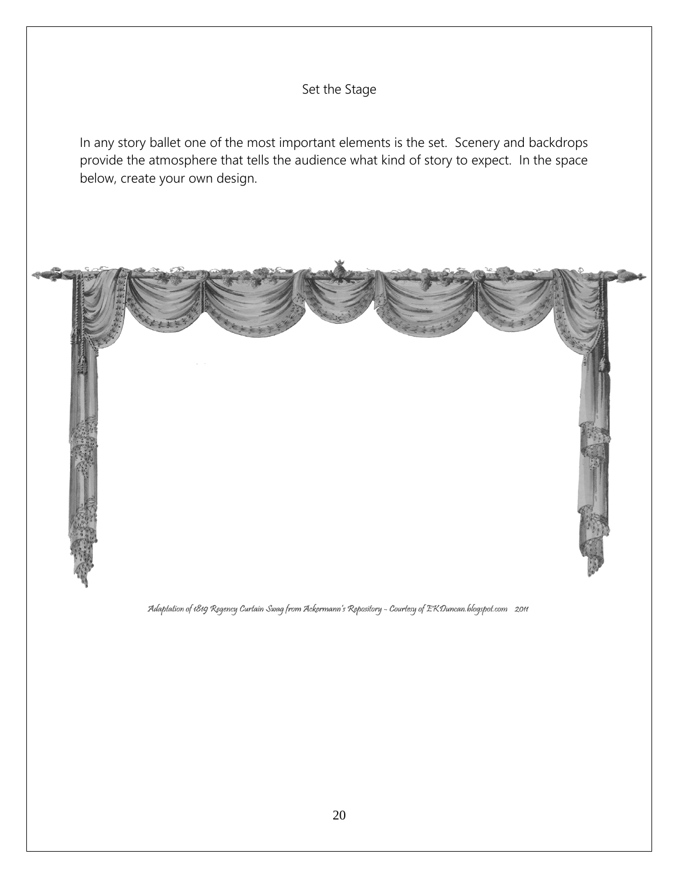# Set the Stage

In any story ballet one of the most important elements is the set. Scenery and backdrops provide the atmosphere that tells the audience what kind of story to expect. In the space below, create your own design.

*Adaptation of 1819 Regency Curtain Swag from Ackermann's Repository – Courtesy of EKDuncan.blogspot.com 2011*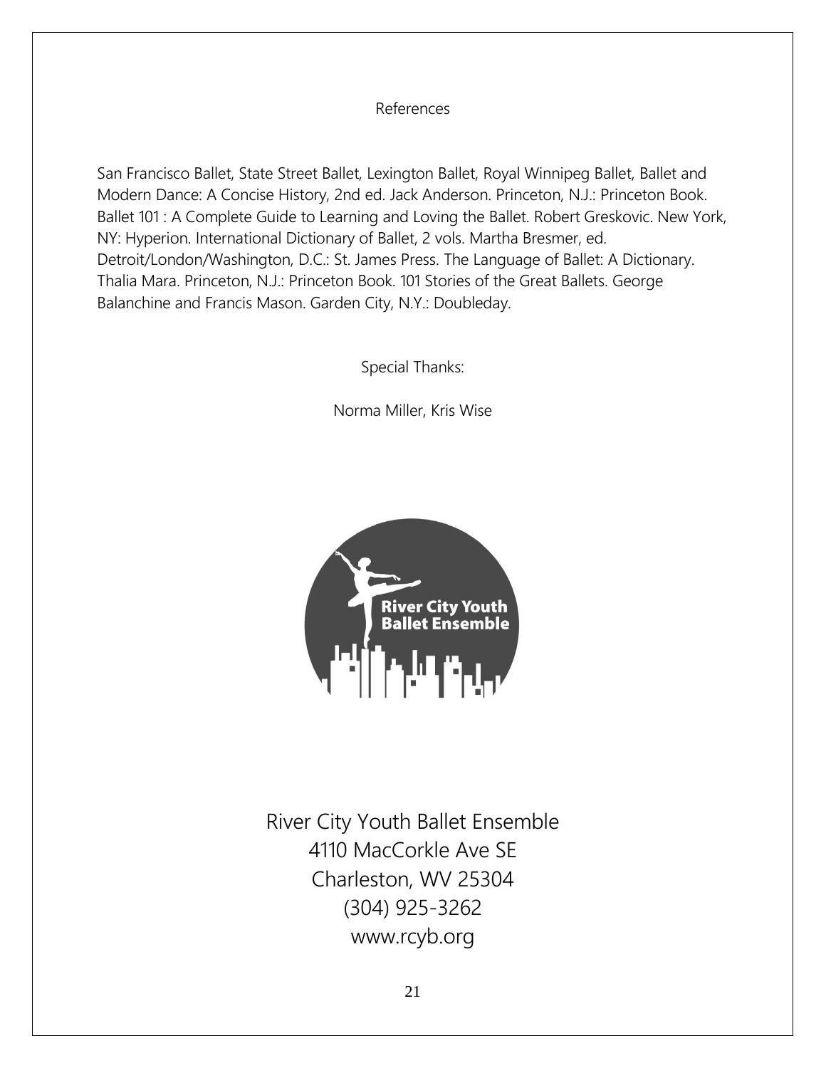## References

San Francisco Ballet, State Street Ballet, Lexington Ballet, Royal Winnipeg Ballet, Ballet and Modern Dance: A Concise History, 2nd ed. Jack Anderson. Princeton, N.J.: Princeton Book. Ballet 101 : A Complete Guide to Learning and Loving the Ballet. Robert Greskovic. New York, NY: Hyperion. International Dictionary of Ballet, 2 vols. Martha Bresmer, ed. Detroit/London/Washington, D.C.: St. James Press. The Language of Ballet: A Dictionary. Thalia Mara. Princeton, N.J.: Princeton Book. 101 Stories of the Great Ballets. George Balanchine and Francis Mason. Garden City, N.Y.: Doubleday.

Special Thanks:

Norma Miller, Kris Wise

River City Youth Ballet Ensemble

River City Youth Ballet Ensemble
4110 MacCorkle Ave SE
Charleston, WV 25304
(304) 925-3262
www.rcyb.org